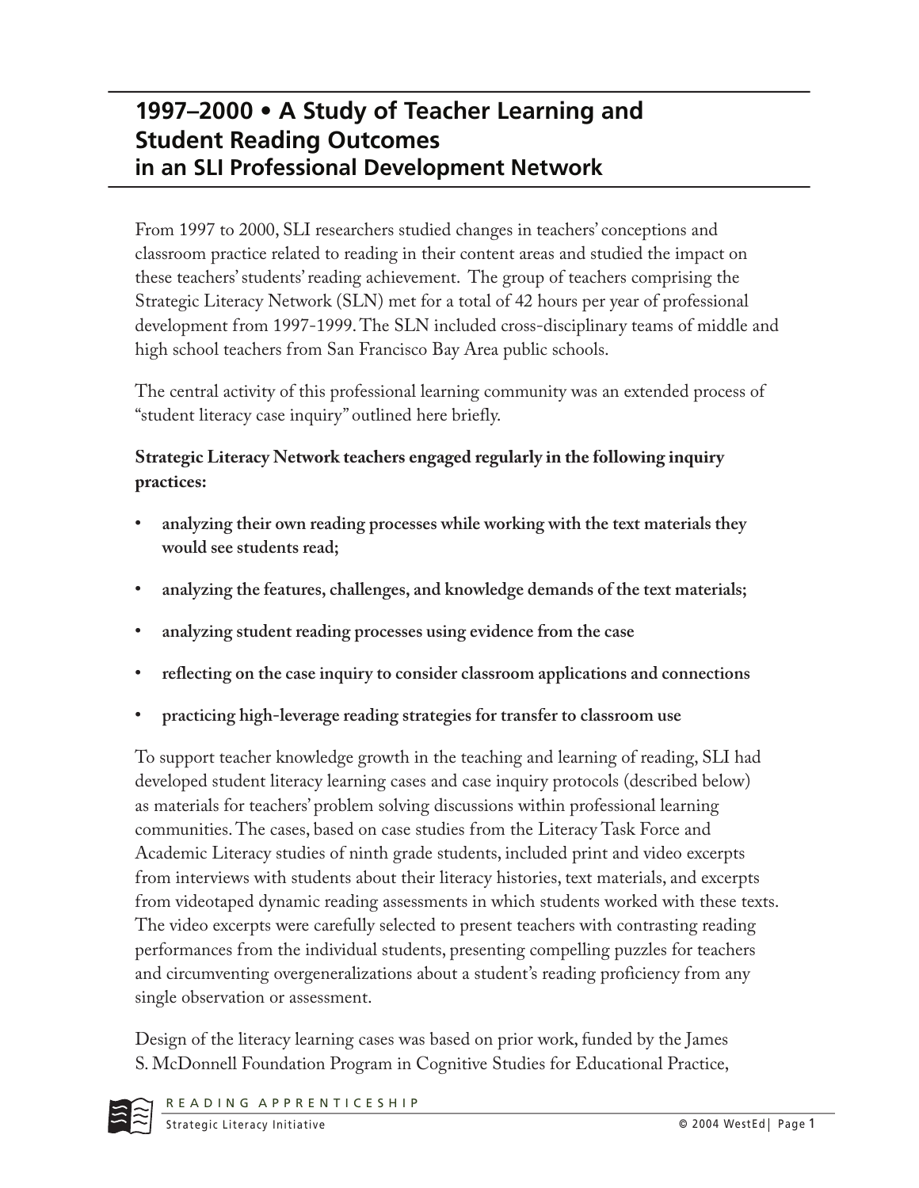# 1997–2000 • A Study of Teacher Learning and Student Reading Outcomes in an SLI Professional Development Network

From 1997 to 2000, SLI researchers studied changes in teachers' conceptions and classroom practice related to reading in their content areas and studied the impact on these teachers' students' reading achievement. The group of teachers comprising the Strategic Literacy Network (SLN) met for a total of 42 hours per year of professional development from 1997-1999. The SLN included cross-disciplinary teams of middle and high school teachers from San Francisco Bay Area public schools.

The central activity of this professional learning community was an extended process of "student literacy case inquiry" outlined here briefly.

**Strategic Literacy Network teachers engaged regularly in the following inquiry practices:**

- **analyzing their own reading processes while working with the text materials they would see students read;**
- **analyzing the features, challenges, and knowledge demands of the text materials;**
- **analyzing student reading processes using evidence from the case**
- **reflecting on the case inquiry to consider classroom applications and connections**
- **practicing high-leverage reading strategies for transfer to classroom use**

To support teacher knowledge growth in the teaching and learning of reading, SLI had developed student literacy learning cases and case inquiry protocols (described below) as materials for teachers' problem solving discussions within professional learning communities. The cases, based on case studies from the Literacy Task Force and Academic Literacy studies of ninth grade students, included print and video excerpts from interviews with students about their literacy histories, text materials, and excerpts from videotaped dynamic reading assessments in which students worked with these texts. The video excerpts were carefully selected to present teachers with contrasting reading performances from the individual students, presenting compelling puzzles for teachers and circumventing overgeneralizations about a student's reading proficiency from any single observation or assessment.

Design of the literacy learning cases was based on prior work, funded by the James S. McDonnell Foundation Program in Cognitive Studies for Educational Practice,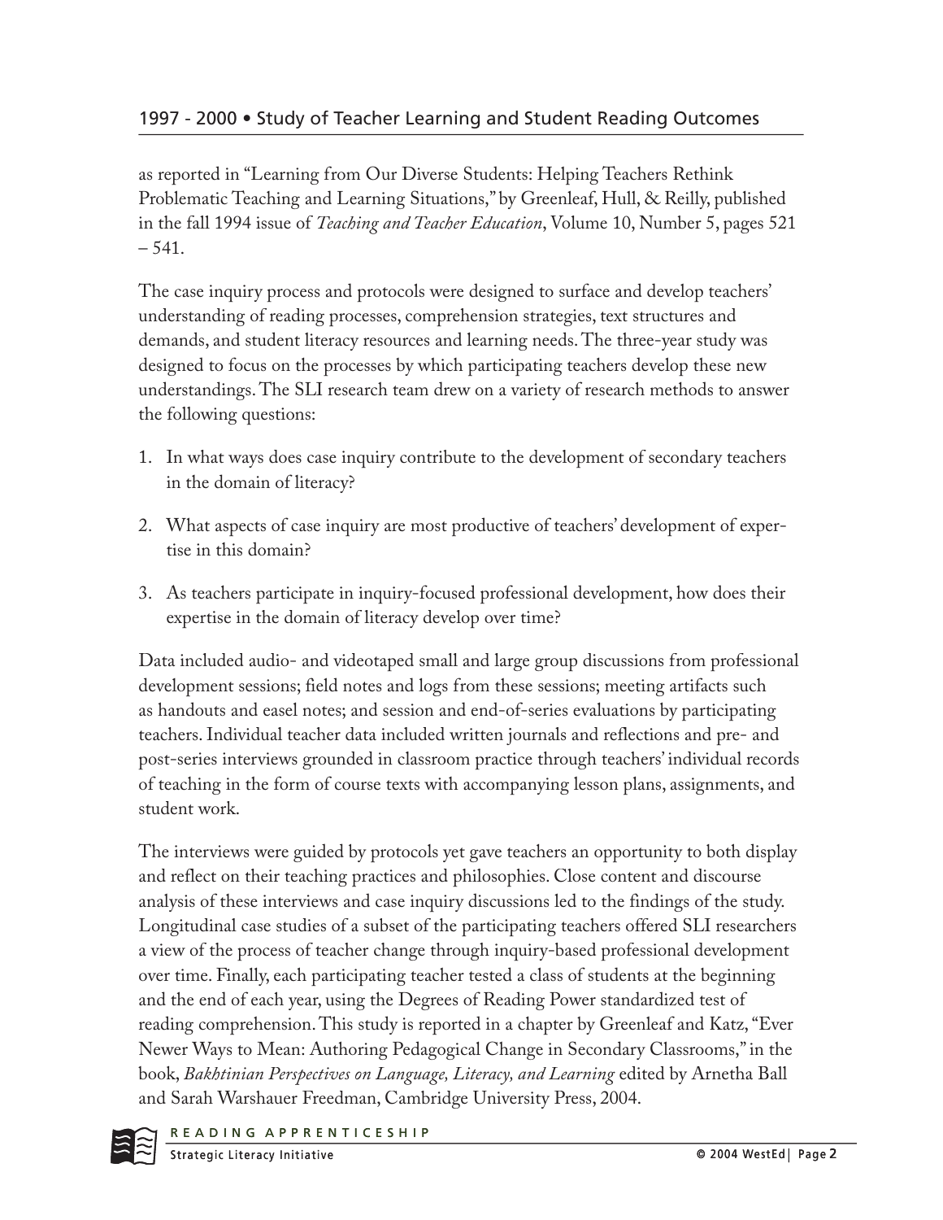as reported in "Learning from Our Diverse Students: Helping Teachers Rethink Problematic Teaching and Learning Situations," by Greenleaf, Hull, & Reilly, published in the fall 1994 issue of *Teaching and Teacher Education*, Volume 10, Number 5, pages 521 – 541.

The case inquiry process and protocols were designed to surface and develop teachers' understanding of reading processes, comprehension strategies, text structures and demands, and student literacy resources and learning needs. The three-year study was designed to focus on the processes by which participating teachers develop these new understandings. The SLI research team drew on a variety of research methods to answer the following questions:

1. In what ways does case inquiry contribute to the development of secondary teachers in the domain of literacy?
2. What aspects of case inquiry are most productive of teachers' development of expertise in this domain?
3. As teachers participate in inquiry-focused professional development, how does their expertise in the domain of literacy develop over time?

Data included audio- and videotaped small and large group discussions from professional development sessions; field notes and logs from these sessions; meeting artifacts such as handouts and easel notes; and session and end-of-series evaluations by participating teachers. Individual teacher data included written journals and reflections and pre- and post-series interviews grounded in classroom practice through teachers' individual records of teaching in the form of course texts with accompanying lesson plans, assignments, and student work.

The interviews were guided by protocols yet gave teachers an opportunity to both display and reflect on their teaching practices and philosophies. Close content and discourse analysis of these interviews and case inquiry discussions led to the findings of the study. Longitudinal case studies of a subset of the participating teachers offered SLI researchers a view of the process of teacher change through inquiry-based professional development over time. Finally, each participating teacher tested a class of students at the beginning and the end of each year, using the Degrees of Reading Power standardized test of reading comprehension. This study is reported in a chapter by Greenleaf and Katz, "Ever Newer Ways to Mean: Authoring Pedagogical Change in Secondary Classrooms," in the book, *Bakhtinian Perspectives on Language, Literacy, and Learning* edited by Arnetha Ball and Sarah Warshauer Freedman, Cambridge University Press, 2004.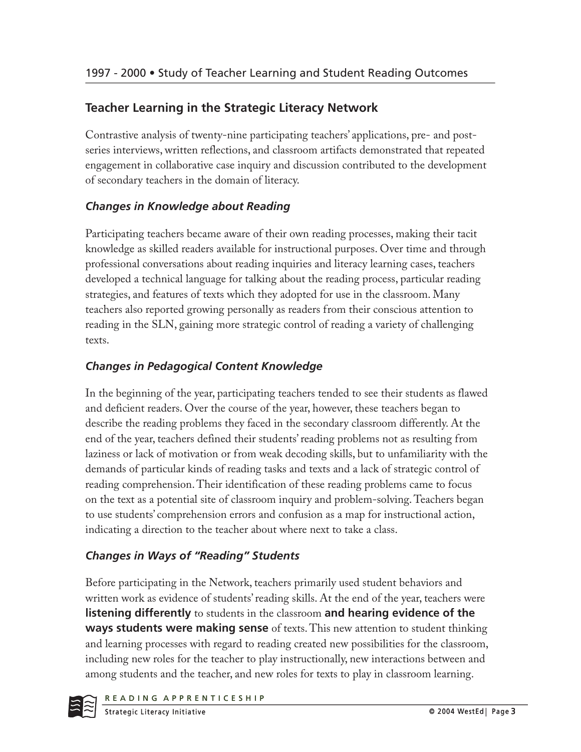## Teacher Learning in the Strategic Literacy Network

Contrastive analysis of twenty-nine participating teachers' applications, pre- and post-series interviews, written reflections, and classroom artifacts demonstrated that repeated engagement in collaborative case inquiry and discussion contributed to the development of secondary teachers in the domain of literacy.

### *Changes in Knowledge about Reading*

Participating teachers became aware of their own reading processes, making their tacit knowledge as skilled readers available for instructional purposes. Over time and through professional conversations about reading inquiries and literacy learning cases, teachers developed a technical language for talking about the reading process, particular reading strategies, and features of texts which they adopted for use in the classroom. Many teachers also reported growing personally as readers from their conscious attention to reading in the SLN, gaining more strategic control of reading a variety of challenging texts.

### *Changes in Pedagogical Content Knowledge*

In the beginning of the year, participating teachers tended to see their students as flawed and deficient readers. Over the course of the year, however, these teachers began to describe the reading problems they faced in the secondary classroom differently. At the end of the year, teachers defined their students' reading problems not as resulting from laziness or lack of motivation or from weak decoding skills, but to unfamiliarity with the demands of particular kinds of reading tasks and texts and a lack of strategic control of reading comprehension. Their identification of these reading problems came to focus on the text as a potential site of classroom inquiry and problem-solving. Teachers began to use students' comprehension errors and confusion as a map for instructional action, indicating a direction to the teacher about where next to take a class.

### *Changes in Ways of "Reading" Students*

Before participating in the Network, teachers primarily used student behaviors and written work as evidence of students' reading skills. At the end of the year, teachers were **listening differently** to students in the classroom **and hearing evidence of the ways students were making sense** of texts. This new attention to student thinking and learning processes with regard to reading created new possibilities for the classroom, including new roles for the teacher to play instructionally, new interactions between and among students and the teacher, and new roles for texts to play in classroom learning.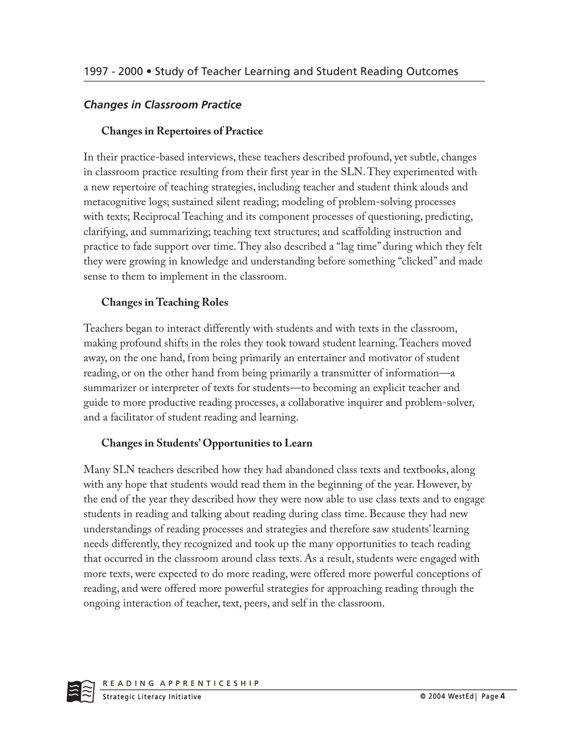## *Changes in Classroom Practice*

### Changes in Repertoires of Practice

In their practice-based interviews, these teachers described profound, yet subtle, changes in classroom practice resulting from their first year in the SLN. They experimented with a new repertoire of teaching strategies, including teacher and student think alouds and metacognitive logs; sustained silent reading; modeling of problem-solving processes with texts; Reciprocal Teaching and its component processes of questioning, predicting, clarifying, and summarizing; teaching text structures; and scaffolding instruction and practice to fade support over time. They also described a "lag time" during which they felt they were growing in knowledge and understanding before something "clicked" and made sense to them to implement in the classroom.

### Changes in Teaching Roles

Teachers began to interact differently with students and with texts in the classroom, making profound shifts in the roles they took toward student learning. Teachers moved away, on the one hand, from being primarily an entertainer and motivator of student reading, or on the other hand from being primarily a transmitter of information—a summarizer or interpreter of texts for students—to becoming an explicit teacher and guide to more productive reading processes, a collaborative inquirer and problem-solver, and a facilitator of student reading and learning.

### Changes in Students' Opportunities to Learn

Many SLN teachers described how they had abandoned class texts and textbooks, along with any hope that students would read them in the beginning of the year. However, by the end of the year they described how they were now able to use class texts and to engage students in reading and talking about reading during class time. Because they had new understandings of reading processes and strategies and therefore saw students' learning needs differently, they recognized and took up the many opportunities to teach reading that occurred in the classroom around class texts. As a result, students were engaged with more texts, were expected to do more reading, were offered more powerful conceptions of reading, and were offered more powerful strategies for approaching reading through the ongoing interaction of teacher, text, peers, and self in the classroom.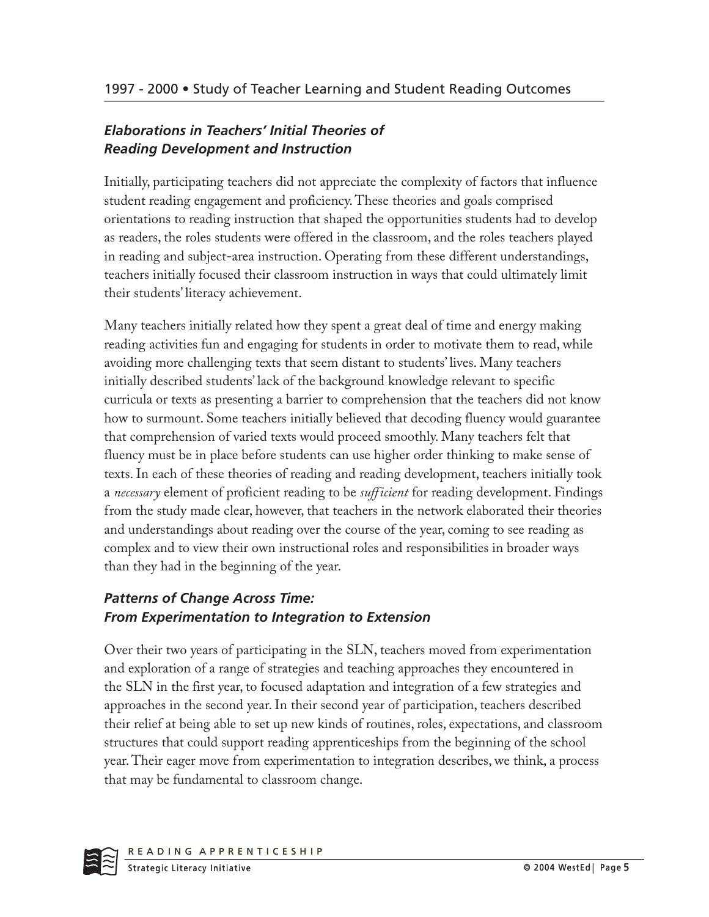## *Elaborations in Teachers' Initial Theories of Reading Development and Instruction*

Initially, participating teachers did not appreciate the complexity of factors that influence student reading engagement and proficiency. These theories and goals comprised orientations to reading instruction that shaped the opportunities students had to develop as readers, the roles students were offered in the classroom, and the roles teachers played in reading and subject-area instruction. Operating from these different understandings, teachers initially focused their classroom instruction in ways that could ultimately limit their students' literacy achievement.

Many teachers initially related how they spent a great deal of time and energy making reading activities fun and engaging for students in order to motivate them to read, while avoiding more challenging texts that seem distant to students' lives. Many teachers initially described students' lack of the background knowledge relevant to specific curricula or texts as presenting a barrier to comprehension that the teachers did not know how to surmount. Some teachers initially believed that decoding fluency would guarantee that comprehension of varied texts would proceed smoothly. Many teachers felt that fluency must be in place before students can use higher order thinking to make sense of texts. In each of these theories of reading and reading development, teachers initially took a *necessary* element of proficient reading to be *sufficient* for reading development. Findings from the study made clear, however, that teachers in the network elaborated their theories and understandings about reading over the course of the year, coming to see reading as complex and to view their own instructional roles and responsibilities in broader ways than they had in the beginning of the year.

## *Patterns of Change Across Time: From Experimentation to Integration to Extension*

Over their two years of participating in the SLN, teachers moved from experimentation and exploration of a range of strategies and teaching approaches they encountered in the SLN in the first year, to focused adaptation and integration of a few strategies and approaches in the second year. In their second year of participation, teachers described their relief at being able to set up new kinds of routines, roles, expectations, and classroom structures that could support reading apprenticeships from the beginning of the school year. Their eager move from experimentation to integration describes, we think, a process that may be fundamental to classroom change.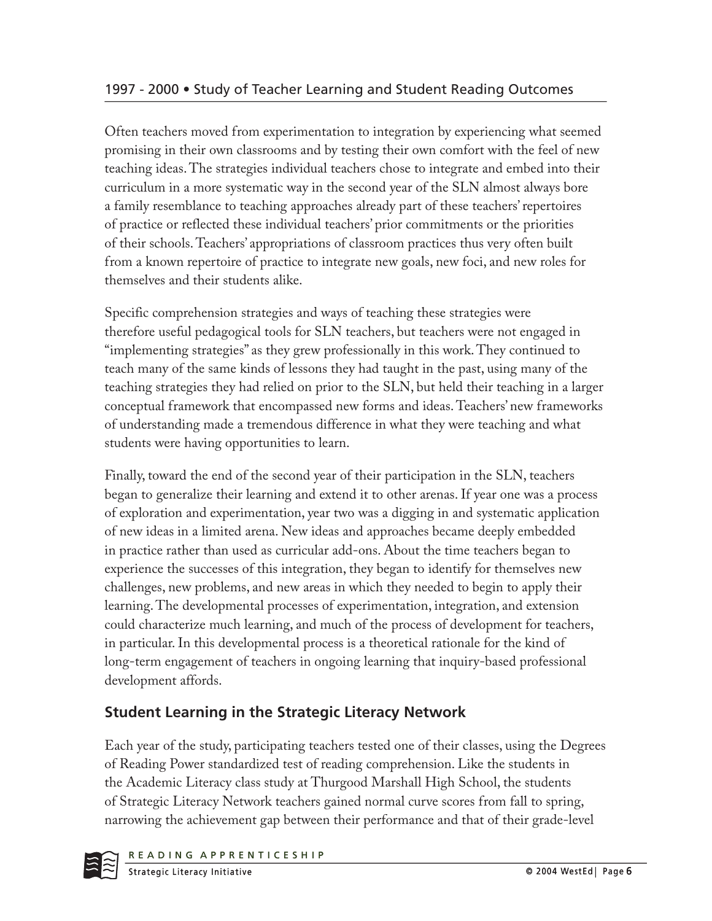Often teachers moved from experimentation to integration by experiencing what seemed promising in their own classrooms and by testing their own comfort with the feel of new teaching ideas. The strategies individual teachers chose to integrate and embed into their curriculum in a more systematic way in the second year of the SLN almost always bore a family resemblance to teaching approaches already part of these teachers' repertoires of practice or reflected these individual teachers' prior commitments or the priorities of their schools. Teachers' appropriations of classroom practices thus very often built from a known repertoire of practice to integrate new goals, new foci, and new roles for themselves and their students alike.

Specific comprehension strategies and ways of teaching these strategies were therefore useful pedagogical tools for SLN teachers, but teachers were not engaged in "implementing strategies" as they grew professionally in this work. They continued to teach many of the same kinds of lessons they had taught in the past, using many of the teaching strategies they had relied on prior to the SLN, but held their teaching in a larger conceptual framework that encompassed new forms and ideas. Teachers' new frameworks of understanding made a tremendous difference in what they were teaching and what students were having opportunities to learn.

Finally, toward the end of the second year of their participation in the SLN, teachers began to generalize their learning and extend it to other arenas. If year one was a process of exploration and experimentation, year two was a digging in and systematic application of new ideas in a limited arena. New ideas and approaches became deeply embedded in practice rather than used as curricular add-ons. About the time teachers began to experience the successes of this integration, they began to identify for themselves new challenges, new problems, and new areas in which they needed to begin to apply their learning. The developmental processes of experimentation, integration, and extension could characterize much learning, and much of the process of development for teachers, in particular. In this developmental process is a theoretical rationale for the kind of long-term engagement of teachers in ongoing learning that inquiry-based professional development affords.

## Student Learning in the Strategic Literacy Network

Each year of the study, participating teachers tested one of their classes, using the Degrees of Reading Power standardized test of reading comprehension. Like the students in the Academic Literacy class study at Thurgood Marshall High School, the students of Strategic Literacy Network teachers gained normal curve scores from fall to spring, narrowing the achievement gap between their performance and that of their grade-level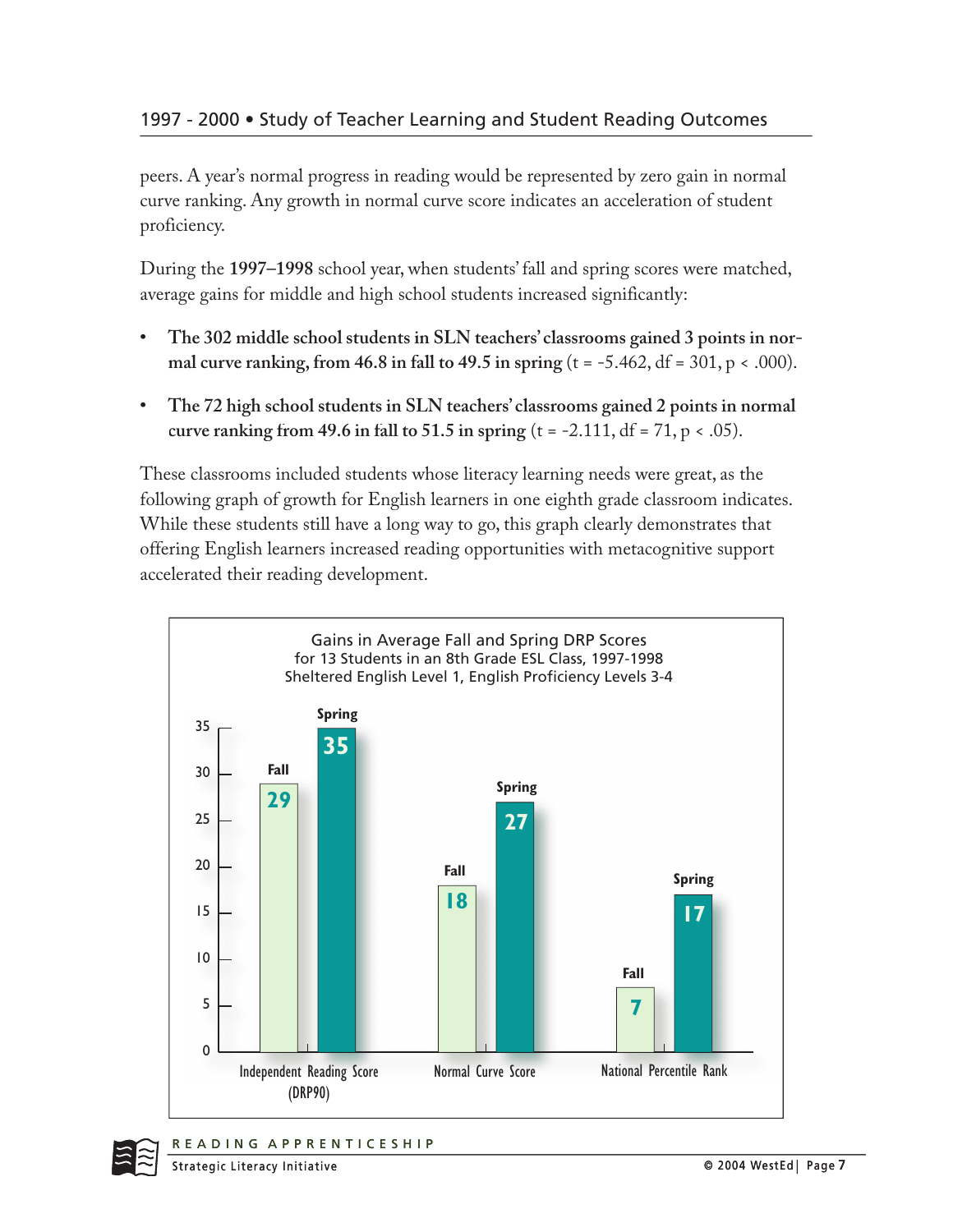peers. A year's normal progress in reading would be represented by zero gain in normal curve ranking. Any growth in normal curve score indicates an acceleration of student proficiency.

During the **1997–1998** school year, when students' fall and spring scores were matched, average gains for middle and high school students increased significantly:

- **The 302 middle school students in SLN teachers' classrooms gained 3 points in normal curve ranking, from 46.8 in fall to 49.5 in spring** ($t = -5.462$, $df = 301$, $p < .000$).
- **The 72 high school students in SLN teachers' classrooms gained 2 points in normal curve ranking from 49.6 in fall to 51.5 in spring** ($t = -2.111$, $df = 71$, $p < .05$).

These classrooms included students whose literacy learning needs were great, as the following graph of growth for English learners in one eighth grade classroom indicates. While these students still have a long way to go, this graph clearly demonstrates that offering English learners increased reading opportunities with metacognitive support accelerated their reading development.

**Gains in Average Fall and Spring DRP Scores**
**for 13 Students in an 8th Grade ESL Class, 1997-1998**
**Sheltered English Level 1, English Proficiency Levels 3-4**

| Measure | Fall | Spring |
|---|---|---|
| Independent Reading Score (DRP90) | 29 | 35 |
| Normal Curve Score | 18 | 27 |
| National Percentile Rank | 7 | 17 |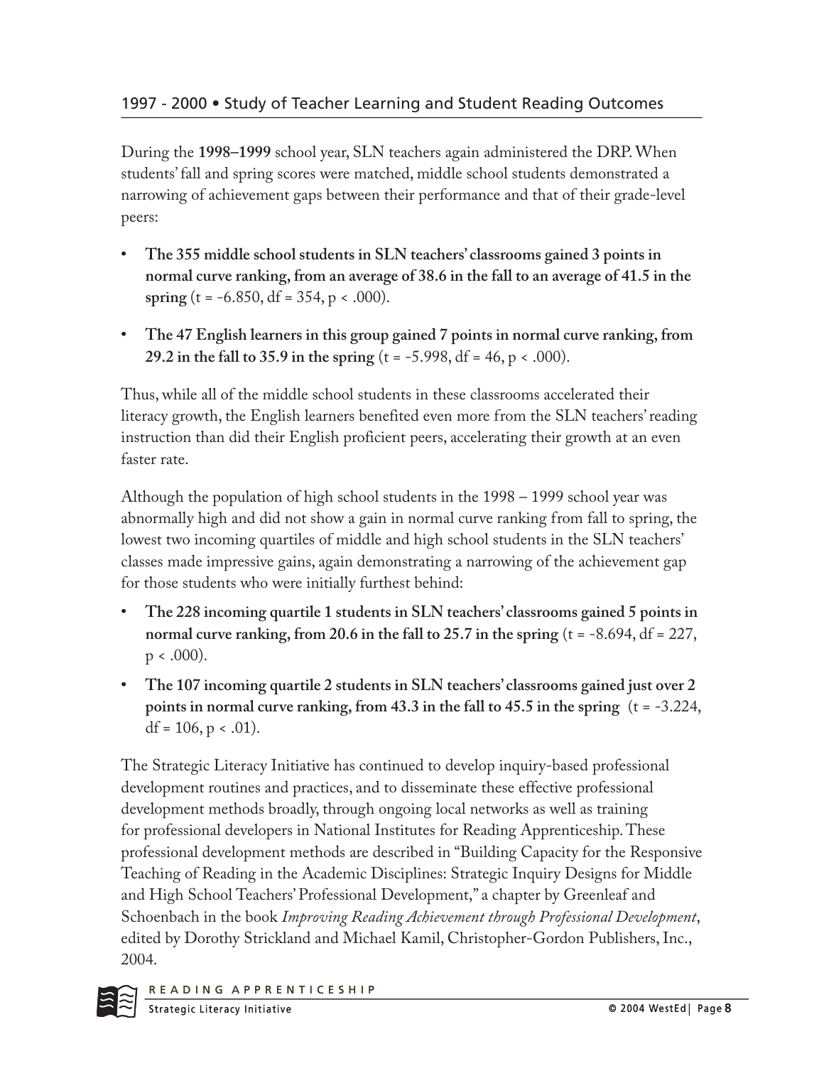During the **1998–1999** school year, SLN teachers again administered the DRP. When students' fall and spring scores were matched, middle school students demonstrated a narrowing of achievement gaps between their performance and that of their grade-level peers:

- **The 355 middle school students in SLN teachers' classrooms gained 3 points in normal curve ranking, from an average of 38.6 in the fall to an average of 41.5 in the spring** ($t = -6.850$, $df = 354$, $p < .000$).
- **The 47 English learners in this group gained 7 points in normal curve ranking, from 29.2 in the fall to 35.9 in the spring** ($t = -5.998$, $df = 46$, $p < .000$).

Thus, while all of the middle school students in these classrooms accelerated their literacy growth, the English learners benefited even more from the SLN teachers' reading instruction than did their English proficient peers, accelerating their growth at an even faster rate.

Although the population of high school students in the 1998 – 1999 school year was abnormally high and did not show a gain in normal curve ranking from fall to spring, the lowest two incoming quartiles of middle and high school students in the SLN teachers' classes made impressive gains, again demonstrating a narrowing of the achievement gap for those students who were initially furthest behind:

- **The 228 incoming quartile 1 students in SLN teachers' classrooms gained 5 points in normal curve ranking, from 20.6 in the fall to 25.7 in the spring** ($t = -8.694$, $df = 227$, $p < .000$).
- **The 107 incoming quartile 2 students in SLN teachers' classrooms gained just over 2 points in normal curve ranking, from 43.3 in the fall to 45.5 in the spring** ($t = -3.224$, $df = 106$, $p < .01$).

The Strategic Literacy Initiative has continued to develop inquiry-based professional development routines and practices, and to disseminate these effective professional development methods broadly, through ongoing local networks as well as training for professional developers in National Institutes for Reading Apprenticeship. These professional development methods are described in "Building Capacity for the Responsive Teaching of Reading in the Academic Disciplines: Strategic Inquiry Designs for Middle and High School Teachers' Professional Development," a chapter by Greenleaf and Schoenbach in the book *Improving Reading Achievement through Professional Development*, edited by Dorothy Strickland and Michael Kamil, Christopher-Gordon Publishers, Inc., 2004.